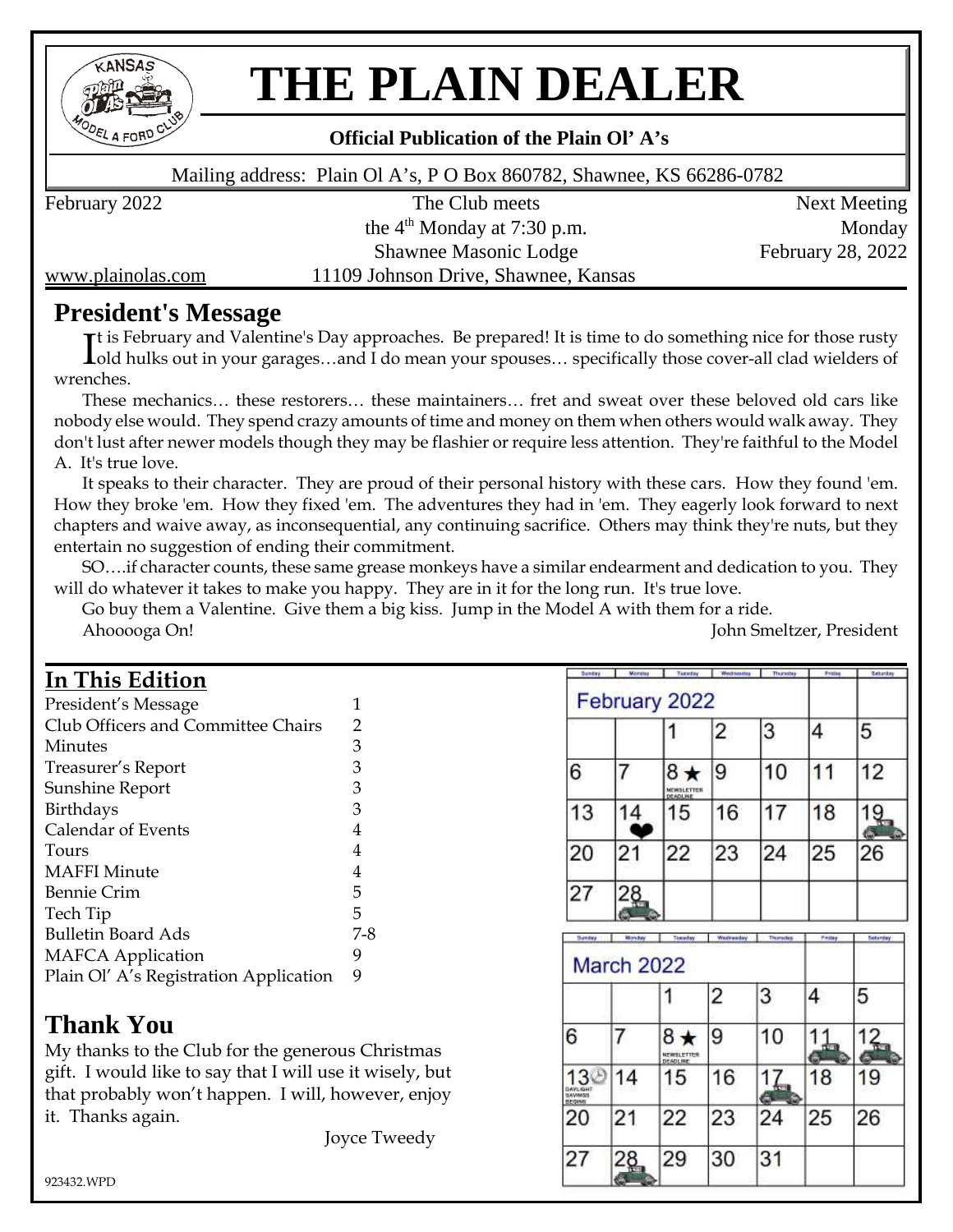# THE PLAIN DEALER

**Official Publication of the Plain Ol' A's**

Mailing address: Plain Ol A's, P O Box 860782, Shawnee, KS 66286-0782

February 2022

The Club meets
the 4th Monday at 7:30 p.m.
Shawnee Masonic Lodge
11109 Johnson Drive, Shawnee, Kansas

Next Meeting
Monday
February 28, 2022

www.plainolas.com

## President's Message

It is February and Valentine's Day approaches. Be prepared! It is time to do something nice for those rusty old hulks out in your garages…and I do mean your spouses… specifically those cover-all clad wielders of wrenches.

These mechanics… these restorers… these maintainers… fret and sweat over these beloved old cars like nobody else would. They spend crazy amounts of time and money on them when others would walk away. They don't lust after newer models though they may be flashier or require less attention. They're faithful to the Model A. It's true love.

It speaks to their character. They are proud of their personal history with these cars. How they found 'em. How they broke 'em. How they fixed 'em. The adventures they had in 'em. They eagerly look forward to next chapters and waive away, as inconsequential, any continuing sacrifice. Others may think they're nuts, but they entertain no suggestion of ending their commitment.

SO….if character counts, these same grease monkeys have a similar endearment and dedication to you. They will do whatever it takes to make you happy. They are in it for the long run. It's true love.

Go buy them a Valentine. Give them a big kiss. Jump in the Model A with them for a ride.

Ahooooga On!

John Smeltzer, President

## In This Edition

| | |
|---|---|
| President's Message | 1 |
| Club Officers and Committee Chairs | 2 |
| Minutes | 3 |
| Treasurer's Report | 3 |
| Sunshine Report | 3 |
| Birthdays | 3 |
| Calendar of Events | 4 |
| Tours | 4 |
| MAFFI Minute | 4 |
| Bennie Crim | 5 |
| Tech Tip | 5 |
| Bulletin Board Ads | 7-8 |
| MAFCA Application | 9 |
| Plain Ol' A's Registration Application | 9 |

## Thank You

My thanks to the Club for the generous Christmas gift. I would like to say that I will use it wisely, but that probably won't happen. I will, however, enjoy it. Thanks again.

Joyce Tweedy

**February 2022**

| Sunday | Monday | Tuesday | Wednesday | Thursday | Friday | Saturday |
|---|---|---|---|---|---|---|
| | | 1 | 2 | 3 | 4 | 5 |
| 6 | 7 | 8 ★ NEWSLETTER DEADLINE | 9 | 10 | 11 | 12 |
| 13 | 14 | 15 | 16 | 17 | 18 | 19 |
| 20 | 21 | 22 | 23 | 24 | 25 | 26 |
| 27 | 28 | | | | | |

**March 2022**

| Sunday | Monday | Tuesday | Wednesday | Thursday | Friday | Saturday |
|---|---|---|---|---|---|---|
| | | 1 | 2 | 3 | 4 | 5 |
| 6 | 7 | 8 ★ NEWSLETTER DEADLINE | 9 | 10 | 11 | 12 |
| 13 DAYLIGHT SAVINGS BEGINS | 14 | 15 | 16 | 17 | 18 | 19 |
| 20 | 21 | 22 | 23 | 24 | 25 | 26 |
| 27 | 28 | 29 | 30 | 31 | | |

923432.WPD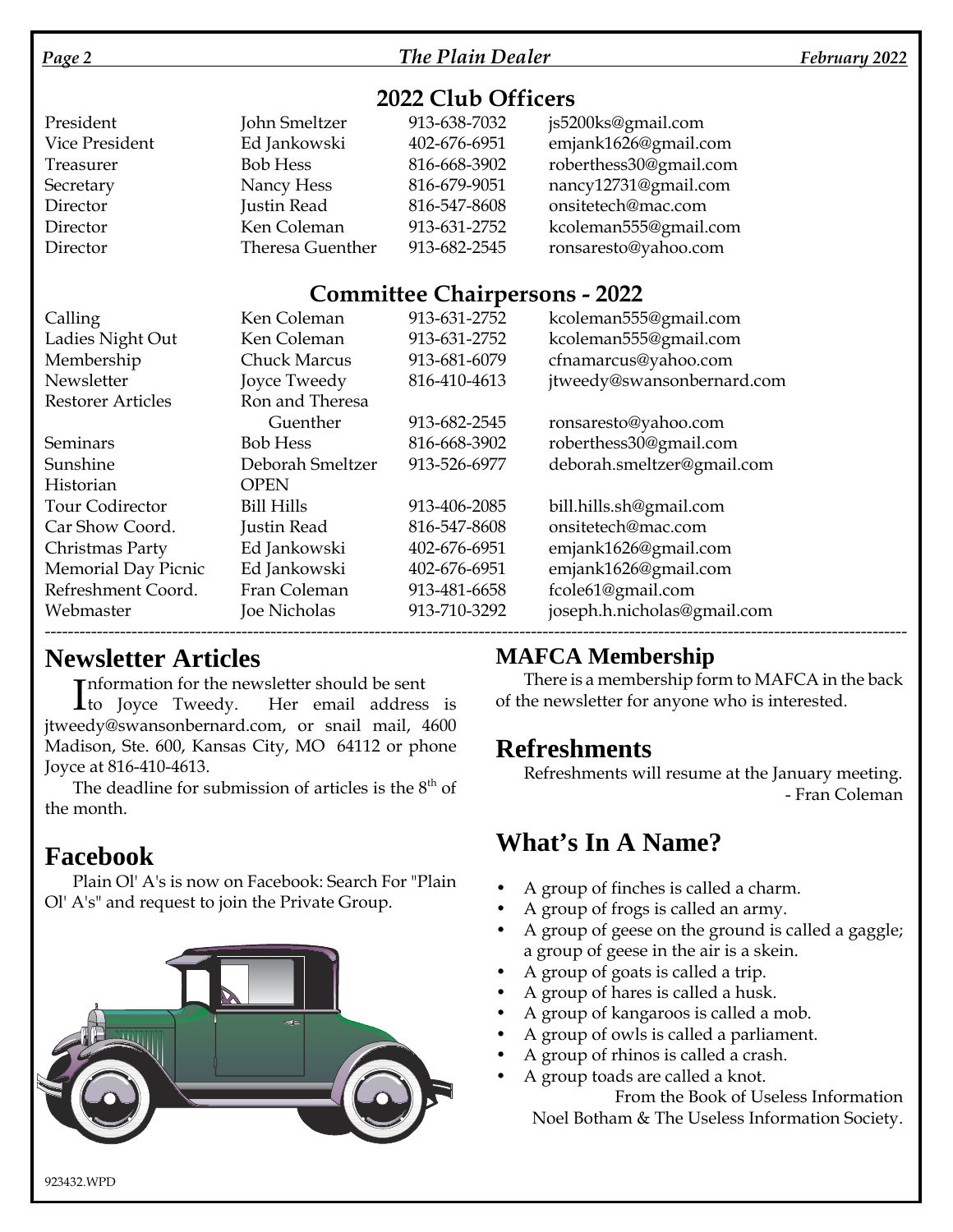## 2022 Club Officers

| | | | |
|---|---|---|---|
| President | John Smeltzer | 913-638-7032 | js5200ks@gmail.com |
| Vice President | Ed Jankowski | 402-676-6951 | emjank1626@gmail.com |
| Treasurer | Bob Hess | 816-668-3902 | roberthess30@gmail.com |
| Secretary | Nancy Hess | 816-679-9051 | nancy12731@gmail.com |
| Director | Justin Read | 816-547-8608 | onsitetech@mac.com |
| Director | Ken Coleman | 913-631-2752 | kcoleman555@gmail.com |
| Director | Theresa Guenther | 913-682-2545 | ronsaresto@yahoo.com |

## Committee Chairpersons - 2022

| | | | |
|---|---|---|---|
| Calling | Ken Coleman | 913-631-2752 | kcoleman555@gmail.com |
| Ladies Night Out | Ken Coleman | 913-631-2752 | kcoleman555@gmail.com |
| Membership | Chuck Marcus | 913-681-6079 | cfnamarcus@yahoo.com |
| Newsletter | Joyce Tweedy | 816-410-4613 | jtweedy@swansonbernard.com |
| Restorer Articles | Ron and Theresa Guenther | 913-682-2545 | ronsaresto@yahoo.com |
| Seminars | Bob Hess | 816-668-3902 | roberthess30@gmail.com |
| Sunshine | Deborah Smeltzer | 913-526-6977 | deborah.smeltzer@gmail.com |
| Historian | OPEN | | |
| Tour Codirector | Bill Hills | 913-406-2085 | bill.hills.sh@gmail.com |
| Car Show Coord. | Justin Read | 816-547-8608 | onsitetech@mac.com |
| Christmas Party | Ed Jankowski | 402-676-6951 | emjank1626@gmail.com |
| Memorial Day Picnic | Ed Jankowski | 402-676-6951 | emjank1626@gmail.com |
| Refreshment Coord. | Fran Coleman | 913-481-6658 | fcole61@gmail.com |
| Webmaster | Joe Nicholas | 913-710-3292 | joseph.h.nicholas@gmail.com |

## Newsletter Articles

Information for the newsletter should be sent to Joyce Tweedy. Her email address is jtweedy@swansonbernard.com, or snail mail, 4600 Madison, Ste. 600, Kansas City, MO 64112 or phone Joyce at 816-410-4613.

The deadline for submission of articles is the 8th of the month.

## Facebook

Plain Ol' A's is now on Facebook: Search For "Plain Ol' A's" and request to join the Private Group.

## MAFCA Membership

There is a membership form to MAFCA in the back of the newsletter for anyone who is interested.

## Refreshments

Refreshments will resume at the January meeting.

- Fran Coleman

## What's In A Name?

- A group of finches is called a charm.
- A group of frogs is called an army.
- A group of geese on the ground is called a gaggle; a group of geese in the air is a skein.
- A group of goats is called a trip.
- A group of hares is called a husk.
- A group of kangaroos is called a mob.
- A group of owls is called a parliament.
- A group of rhinos is called a crash.
- A group toads are called a knot.

From the Book of Useless Information
Noel Botham & The Useless Information Society.

923432.WPD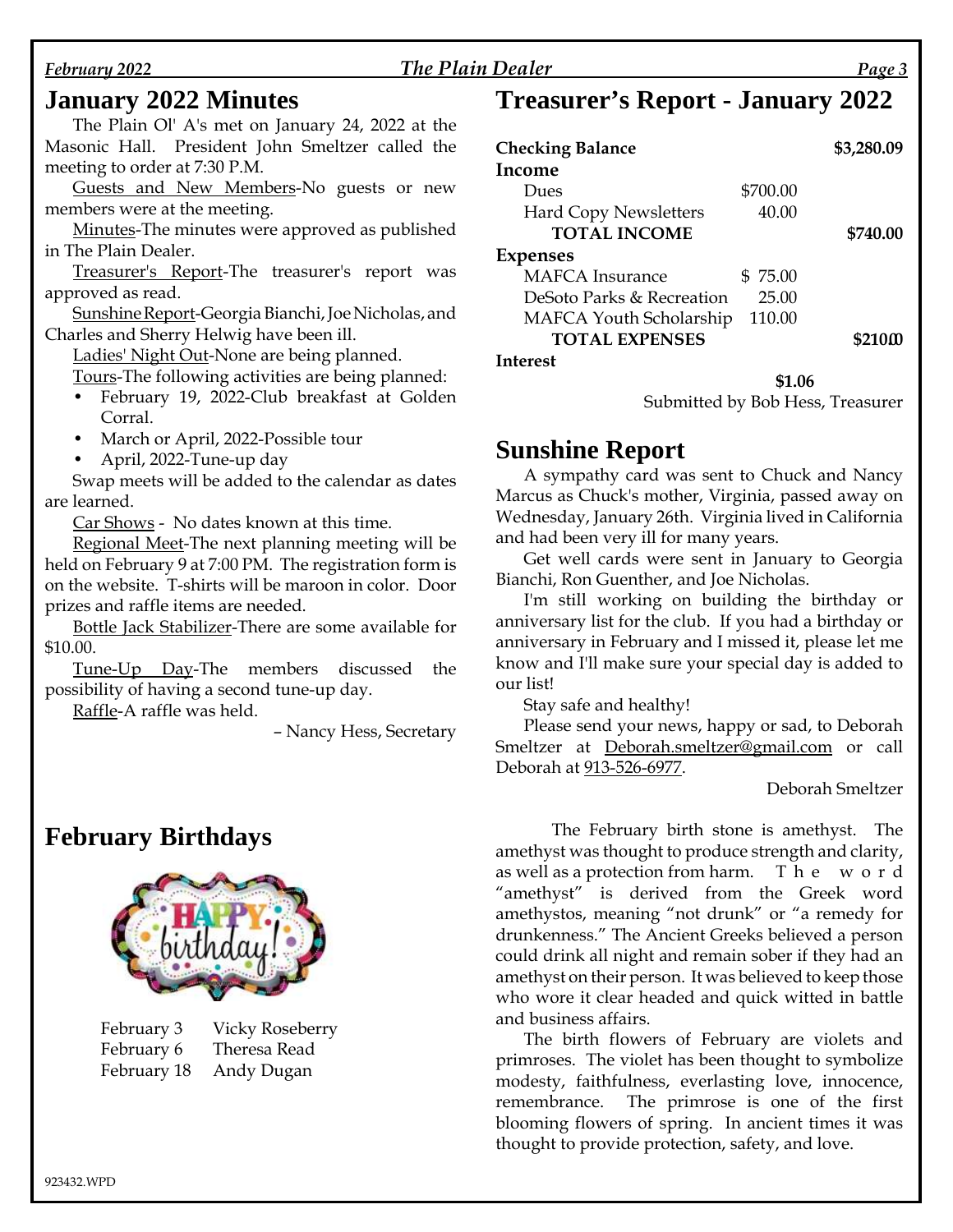# January 2022 Minutes

The Plain Ol' A's met on January 24, 2022 at the Masonic Hall. President John Smeltzer called the meeting to order at 7:30 P.M.

Guests and New Members-No guests or new members were at the meeting.

Minutes-The minutes were approved as published in The Plain Dealer.

Treasurer's Report-The treasurer's report was approved as read.

Sunshine Report-Georgia Bianchi, Joe Nicholas, and Charles and Sherry Helwig have been ill.

Ladies' Night Out-None are being planned.

Tours-The following activities are being planned:

- February 19, 2022-Club breakfast at Golden Corral.
- March or April, 2022-Possible tour
- April, 2022-Tune-up day

Swap meets will be added to the calendar as dates are learned.

Car Shows - No dates known at this time.

Regional Meet-The next planning meeting will be held on February 9 at 7:00 PM. The registration form is on the website. T-shirts will be maroon in color. Door prizes and raffle items are needed.

Bottle Jack Stabilizer-There are some available for $10.00.

Tune-Up Day-The members discussed the possibility of having a second tune-up day.

Raffle-A raffle was held.

– Nancy Hess, Secretary

# February Birthdays

| | |
|---|---|
| February 3 | Vicky Roseberry |
| February 6 | Theresa Read |
| February 18 | Andy Dugan |

# Treasurer's Report - January 2022

| | | |
|---|---|---|
| **Checking Balance** | | **$3,280.09** |
| **Income** | | |
| Dues | $700.00 | |
| Hard Copy Newsletters | 40.00 | |
| **TOTAL INCOME** | | **$740.00** |
| **Expenses** | | |
| MAFCA Insurance | $ 75.00 | |
| DeSoto Parks & Recreation | 25.00 | |
| MAFCA Youth Scholarship | 110.00 | |
| **TOTAL EXPENSES** | | **$210.00** |
| **Interest** | | |
| | **$1.06** | |

Submitted by Bob Hess, Treasurer

# Sunshine Report

A sympathy card was sent to Chuck and Nancy Marcus as Chuck's mother, Virginia, passed away on Wednesday, January 26th. Virginia lived in California and had been very ill for many years.

Get well cards were sent in January to Georgia Bianchi, Ron Guenther, and Joe Nicholas.

I'm still working on building the birthday or anniversary list for the club. If you had a birthday or anniversary in February and I missed it, please let me know and I'll make sure your special day is added to our list!

Stay safe and healthy!

Please send your news, happy or sad, to Deborah Smeltzer at Deborah.smeltzer@gmail.com or call Deborah at 913-526-6977.

Deborah Smeltzer

The February birth stone is amethyst. The amethyst was thought to produce strength and clarity, as well as a protection from harm. The word "amethyst" is derived from the Greek word amethystos, meaning "not drunk" or "a remedy for drunkenness." The Ancient Greeks believed a person could drink all night and remain sober if they had an amethyst on their person. It was believed to keep those who wore it clear headed and quick witted in battle and business affairs.

The birth flowers of February are violets and primroses. The violet has been thought to symbolize modesty, faithfulness, everlasting love, innocence, remembrance. The primrose is one of the first blooming flowers of spring. In ancient times it was thought to provide protection, safety, and love.

923432.WPD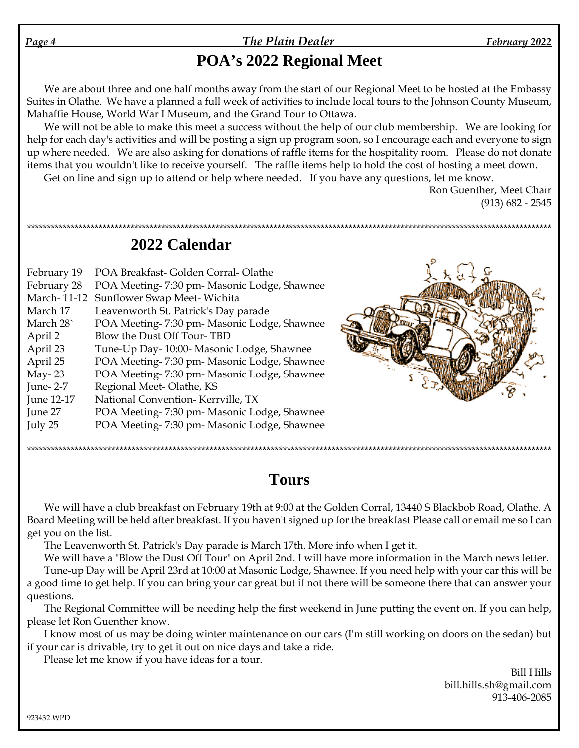# POA's 2022 Regional Meet

We are about three and one half months away from the start of our Regional Meet to be hosted at the Embassy Suites in Olathe. We have a planned a full week of activities to include local tours to the Johnson County Museum, Mahaffie House, World War I Museum, and the Grand Tour to Ottawa.

We will not be able to make this meet a success without the help of our club membership. We are looking for help for each day's activities and will be posting a sign up program soon, so I encourage each and everyone to sign up where needed. We are also asking for donations of raffle items for the hospitality room. Please do not donate items that you wouldn't like to receive yourself. The raffle items help to hold the cost of hosting a meet down.

Get on line and sign up to attend or help where needed. If you have any questions, let me know.

Ron Guenther, Meet Chair
(913) 682 - 2545

---

## 2022 Calendar

| | |
|---|---|
| February 19 | POA Breakfast- Golden Corral- Olathe |
| February 28 | POA Meeting- 7:30 pm- Masonic Lodge, Shawnee |
| March- 11-12 | Sunflower Swap Meet- Wichita |
| March 17 | Leavenworth St. Patrick's Day parade |
| March 28` | POA Meeting- 7:30 pm- Masonic Lodge, Shawnee |
| April 2 | Blow the Dust Off Tour- TBD |
| April 23 | Tune-Up Day- 10:00- Masonic Lodge, Shawnee |
| April 25 | POA Meeting- 7:30 pm- Masonic Lodge, Shawnee |
| May- 23 | POA Meeting- 7:30 pm- Masonic Lodge, Shawnee |
| June- 2-7 | Regional Meet- Olathe, KS |
| June 12-17 | National Convention- Kerrville, TX |
| June 27 | POA Meeting- 7:30 pm- Masonic Lodge, Shawnee |
| July 25 | POA Meeting- 7:30 pm- Masonic Lodge, Shawnee |

---

## Tours

We will have a club breakfast on February 19th at 9:00 at the Golden Corral, 13440 S Blackbob Road, Olathe. A Board Meeting will be held after breakfast. If you haven't signed up for the breakfast Please call or email me so I can get you on the list.

The Leavenworth St. Patrick's Day parade is March 17th. More info when I get it.

We will have a "Blow the Dust Off Tour" on April 2nd. I will have more information in the March news letter.

Tune-up Day will be April 23rd at 10:00 at Masonic Lodge, Shawnee. If you need help with your car this will be a good time to get help. If you can bring your car great but if not there will be someone there that can answer your questions.

The Regional Committee will be needing help the first weekend in June putting the event on. If you can help, please let Ron Guenther know.

I know most of us may be doing winter maintenance on our cars (I'm still working on doors on the sedan) but if your car is drivable, try to get it out on nice days and take a ride.

Please let me know if you have ideas for a tour.

Bill Hills
bill.hills.sh@gmail.com
913-406-2085

923432.WPD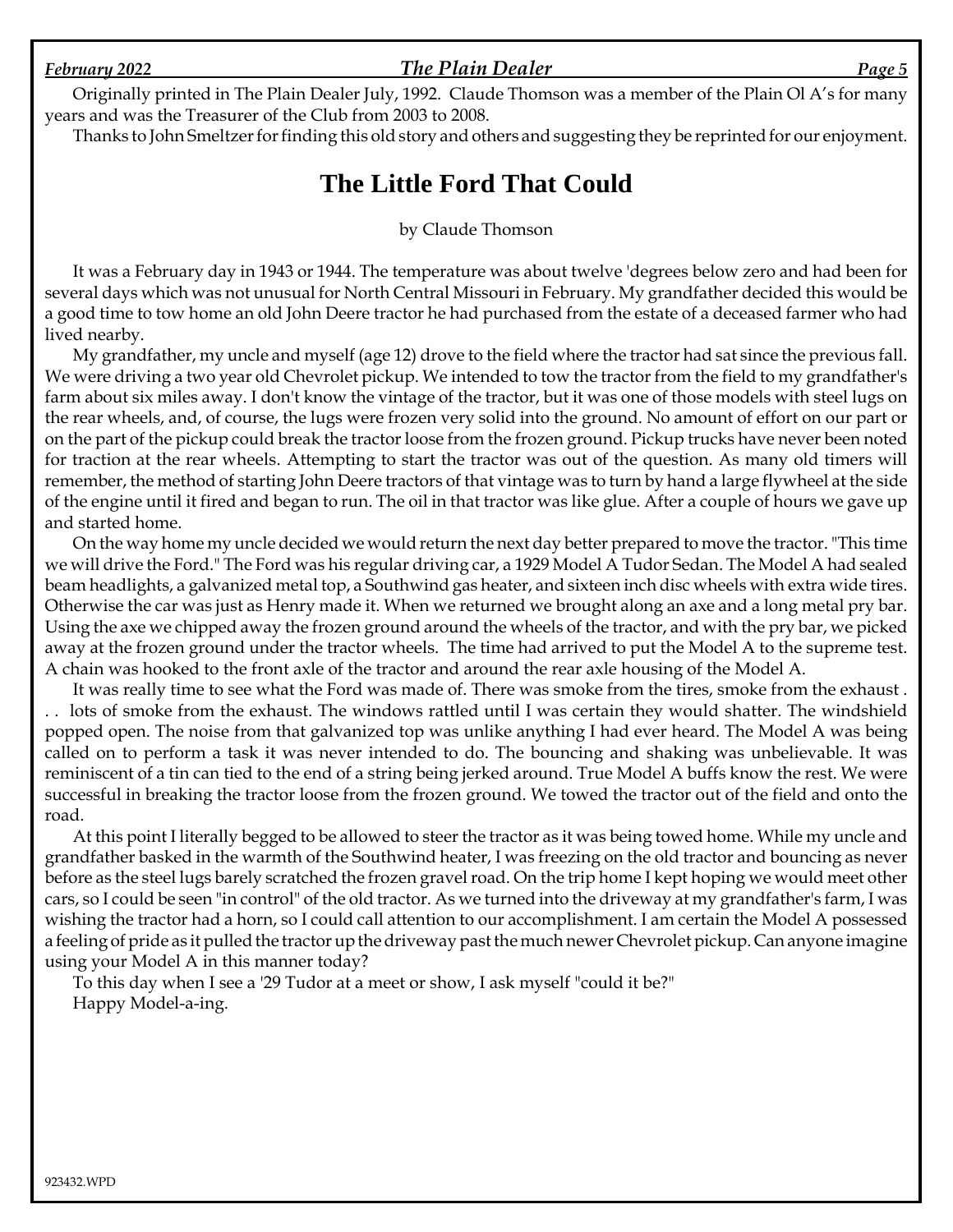Originally printed in The Plain Dealer July, 1992. Claude Thomson was a member of the Plain Ol A's for many years and was the Treasurer of the Club from 2003 to 2008.

Thanks to John Smeltzer for finding this old story and others and suggesting they be reprinted for our enjoyment.

# The Little Ford That Could

by Claude Thomson

It was a February day in 1943 or 1944. The temperature was about twelve 'degrees below zero and had been for several days which was not unusual for North Central Missouri in February. My grandfather decided this would be a good time to tow home an old John Deere tractor he had purchased from the estate of a deceased farmer who had lived nearby.

My grandfather, my uncle and myself (age 12) drove to the field where the tractor had sat since the previous fall. We were driving a two year old Chevrolet pickup. We intended to tow the tractor from the field to my grandfather's farm about six miles away. I don't know the vintage of the tractor, but it was one of those models with steel lugs on the rear wheels, and, of course, the lugs were frozen very solid into the ground. No amount of effort on our part or on the part of the pickup could break the tractor loose from the frozen ground. Pickup trucks have never been noted for traction at the rear wheels. Attempting to start the tractor was out of the question. As many old timers will remember, the method of starting John Deere tractors of that vintage was to turn by hand a large flywheel at the side of the engine until it fired and began to run. The oil in that tractor was like glue. After a couple of hours we gave up and started home.

On the way home my uncle decided we would return the next day better prepared to move the tractor. "This time we will drive the Ford." The Ford was his regular driving car, a 1929 Model A Tudor Sedan. The Model A had sealed beam headlights, a galvanized metal top, a Southwind gas heater, and sixteen inch disc wheels with extra wide tires. Otherwise the car was just as Henry made it. When we returned we brought along an axe and a long metal pry bar. Using the axe we chipped away the frozen ground around the wheels of the tractor, and with the pry bar, we picked away at the frozen ground under the tractor wheels. The time had arrived to put the Model A to the supreme test. A chain was hooked to the front axle of the tractor and around the rear axle housing of the Model A.

It was really time to see what the Ford was made of. There was smoke from the tires, smoke from the exhaust . . . lots of smoke from the exhaust. The windows rattled until I was certain they would shatter. The windshield popped open. The noise from that galvanized top was unlike anything I had ever heard. The Model A was being called on to perform a task it was never intended to do. The bouncing and shaking was unbelievable. It was reminiscent of a tin can tied to the end of a string being jerked around. True Model A buffs know the rest. We were successful in breaking the tractor loose from the frozen ground. We towed the tractor out of the field and onto the road.

At this point I literally begged to be allowed to steer the tractor as it was being towed home. While my uncle and grandfather basked in the warmth of the Southwind heater, I was freezing on the old tractor and bouncing as never before as the steel lugs barely scratched the frozen gravel road. On the trip home I kept hoping we would meet other cars, so I could be seen "in control" of the old tractor. As we turned into the driveway at my grandfather's farm, I was wishing the tractor had a horn, so I could call attention to our accomplishment. I am certain the Model A possessed a feeling of pride as it pulled the tractor up the driveway past the much newer Chevrolet pickup. Can anyone imagine using your Model A in this manner today?

To this day when I see a '29 Tudor at a meet or show, I ask myself "could it be?"

Happy Model-a-ing.

923432.WPD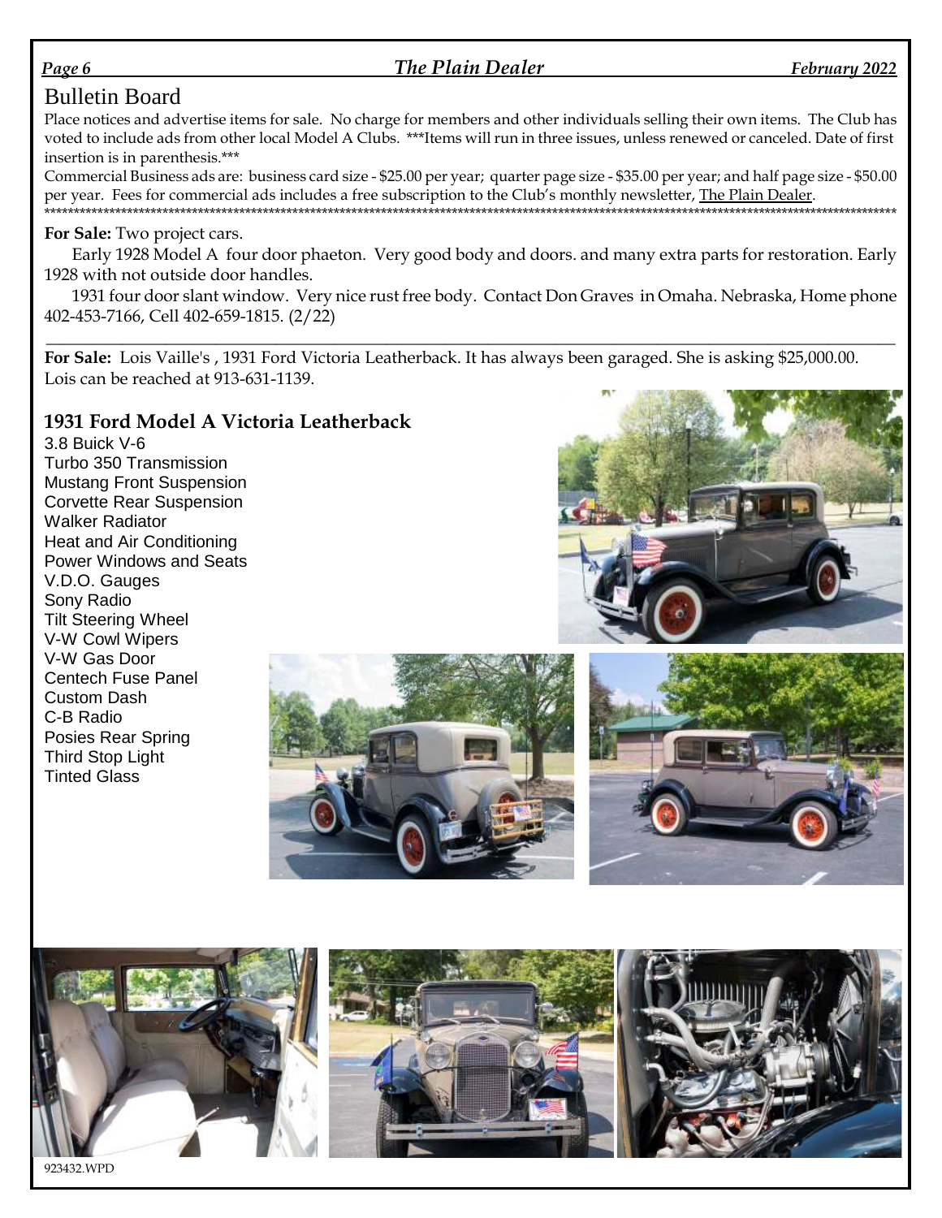# Bulletin Board

Place notices and advertise items for sale. No charge for members and other individuals selling their own items. The Club has voted to include ads from other local Model A Clubs. ***Items will run in three issues, unless renewed or canceled. Date of first insertion is in parenthesis.***

Commercial Business ads are: business card size - $25.00 per year; quarter page size - $35.00 per year; and half page size - $50.00 per year. Fees for commercial ads includes a free subscription to the Club's monthly newsletter, The Plain Dealer.

---

**For Sale:** Two project cars.

Early 1928 Model A four door phaeton. Very good body and doors. and many extra parts for restoration. Early 1928 with not outside door handles.

1931 four door slant window. Very nice rust free body. Contact Don Graves in Omaha. Nebraska, Home phone 402-453-7166, Cell 402-659-1815. (2/22)

---

**For Sale:** Lois Vaille's , 1931 Ford Victoria Leatherback. It has always been garaged. She is asking $25,000.00. Lois can be reached at 913-631-1139.

## 1931 Ford Model A Victoria Leatherback

3.8 Buick V-6
Turbo 350 Transmission
Mustang Front Suspension
Corvette Rear Suspension
Walker Radiator
Heat and Air Conditioning
Power Windows and Seats
V.D.O. Gauges
Sony Radio
Tilt Steering Wheel
V-W Cowl Wipers
V-W Gas Door
Centech Fuse Panel
Custom Dash
C-B Radio
Posies Rear Spring
Third Stop Light
Tinted Glass

923432.WPD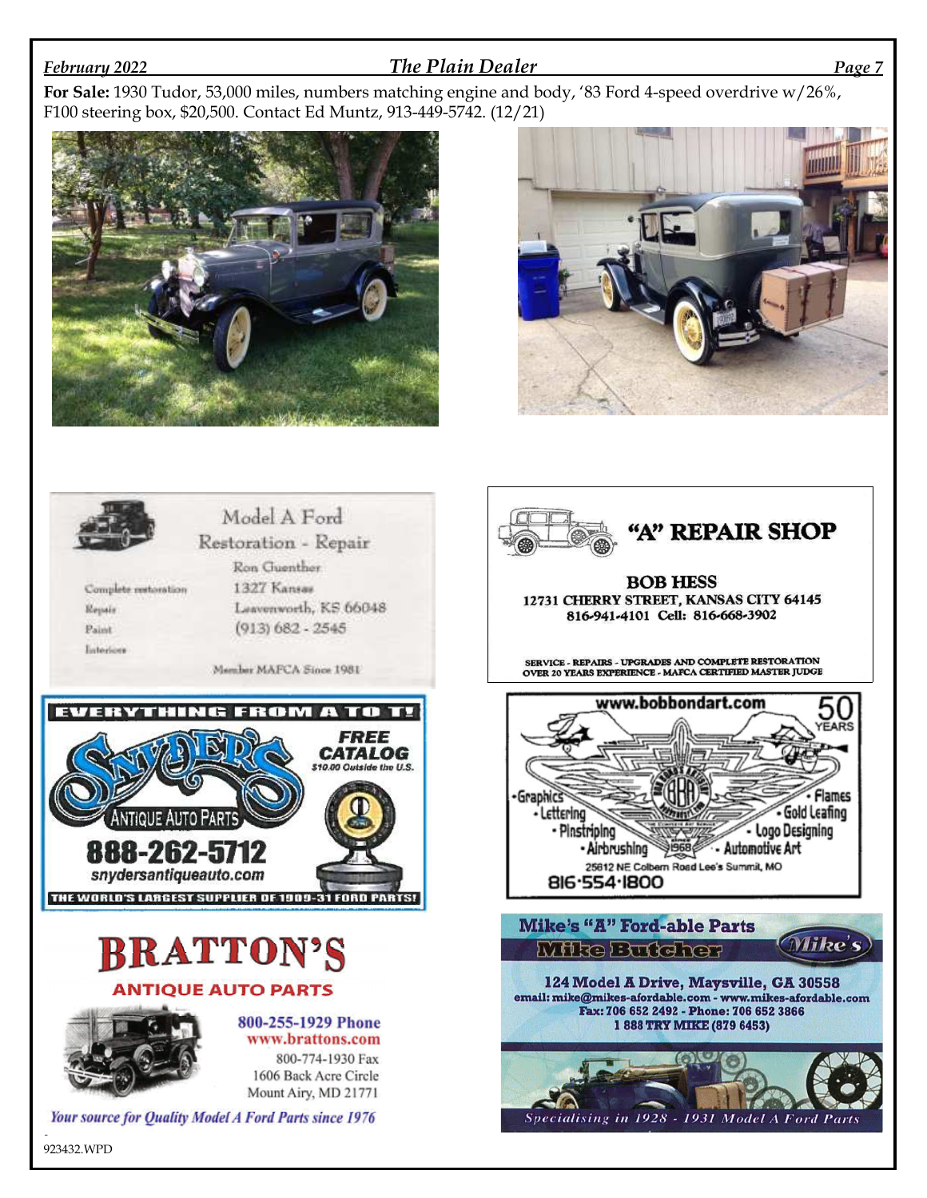**For Sale:** 1930 Tudor, 53,000 miles, numbers matching engine and body, '83 Ford 4-speed overdrive w/26%, F100 steering box, $20,500. Contact Ed Muntz, 913-449-5742. (12/21)

Model A Ford
Restoration - Repair

Ron Guenther
1327 Kansas
Leavenworth, KS 66048
(913) 682 - 2545

Complete restoration
Repair
Paint
Interiors

Member MAFCA Since 1981

"A" REPAIR SHOP

BOB HESS
12731 CHERRY STREET, KANSAS CITY 64145
816-941-4101 Cell: 816-668-3902

SERVICE - REPAIRS - UPGRADES AND COMPLETE RESTORATION
OVER 20 YEARS EXPERIENCE - MAFCA CERTIFIED MASTER JUDGE

EVERYTHING FROM A TO T!

SNYDER'S ANTIQUE AUTO PARTS

FREE CATALOG
$10.00 Outside the U.S.

888-262-5712
snydersantiqueauto.com

THE WORLD'S LARGEST SUPPLIER OF 1909-31 FORD PARTS!

www.bobbondart.com

50 YEARS

- Graphics
- Lettering
- Pinstriping
- Airbrushing
- Flames
- Gold Leafing
- Logo Designing
- Automotive Art

25812 NE Colbern Road Lee's Summit, MO
816·554·1800

BRATTON'S
ANTIQUE AUTO PARTS

800-255-1929 Phone
www.brattons.com
800-774-1930 Fax
1606 Back Acre Circle
Mount Airy, MD 21771

Your source for Quality Model A Ford Parts since 1976

Mike's "A" Ford-able Parts
Mike Butcher

124 Model A Drive, Maysville, GA 30558
email: mike@mikes-afordable.com - www.mikes-afordable.com
Fax: 706 652 2492 - Phone: 706 652 3866
1 888 TRY MIKE (879 6453)

Specialising in 1928 - 1931 Model A Ford Parts

923432.WPD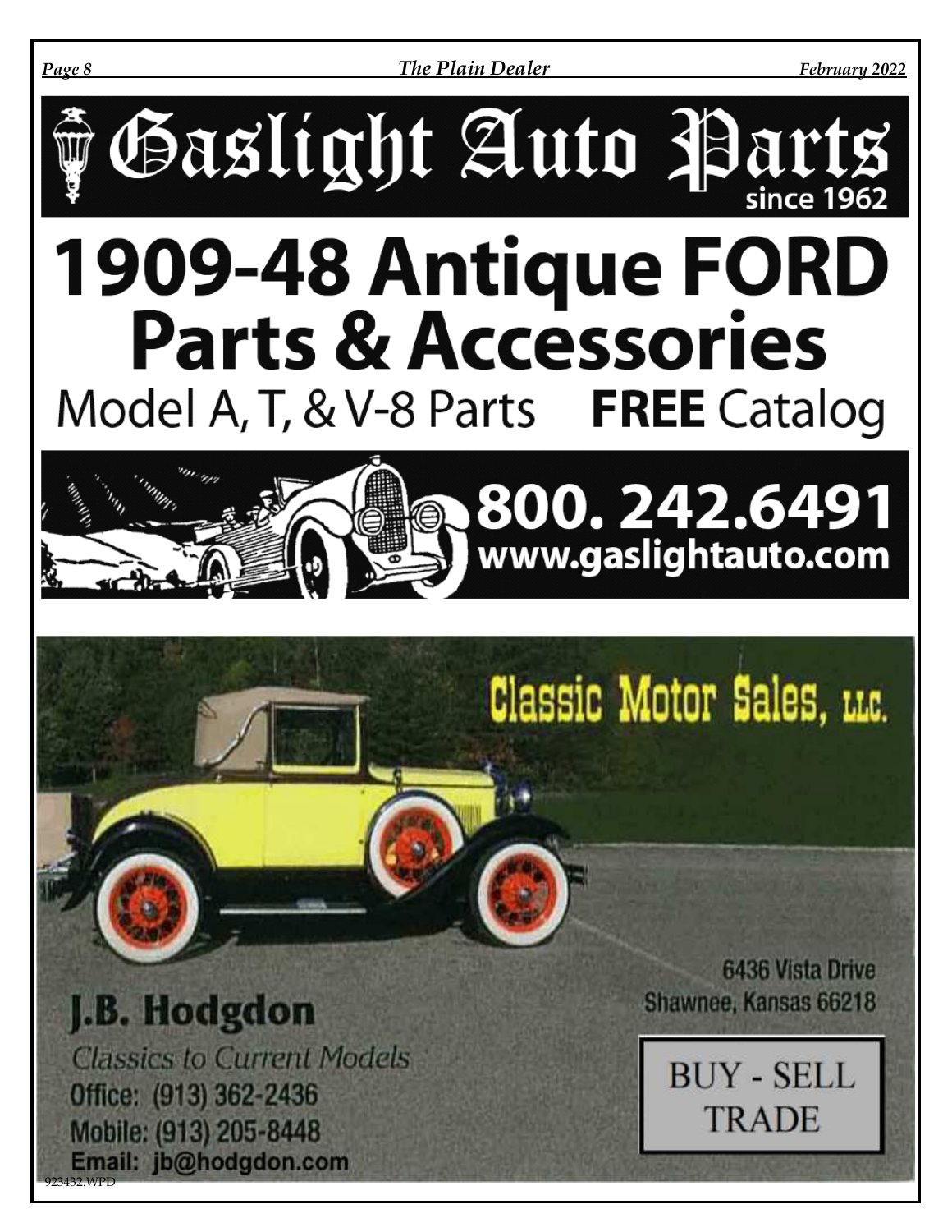# Gaslight Auto Parts

since 1962

## 1909-48 Antique FORD Parts & Accessories

Model A, T, & V-8 Parts **FREE** Catalog

**800. 242.6491**
**www.gaslightauto.com**

## Classic Motor Sales, LLC.

6436 Vista Drive
Shawnee, Kansas 66218

**J.B. Hodgdon**

*Classics to Current Models*

Office: (913) 362-2436
Mobile: (913) 205-8448
Email: jb@hodgdon.com

BUY - SELL
TRADE

923432.WPD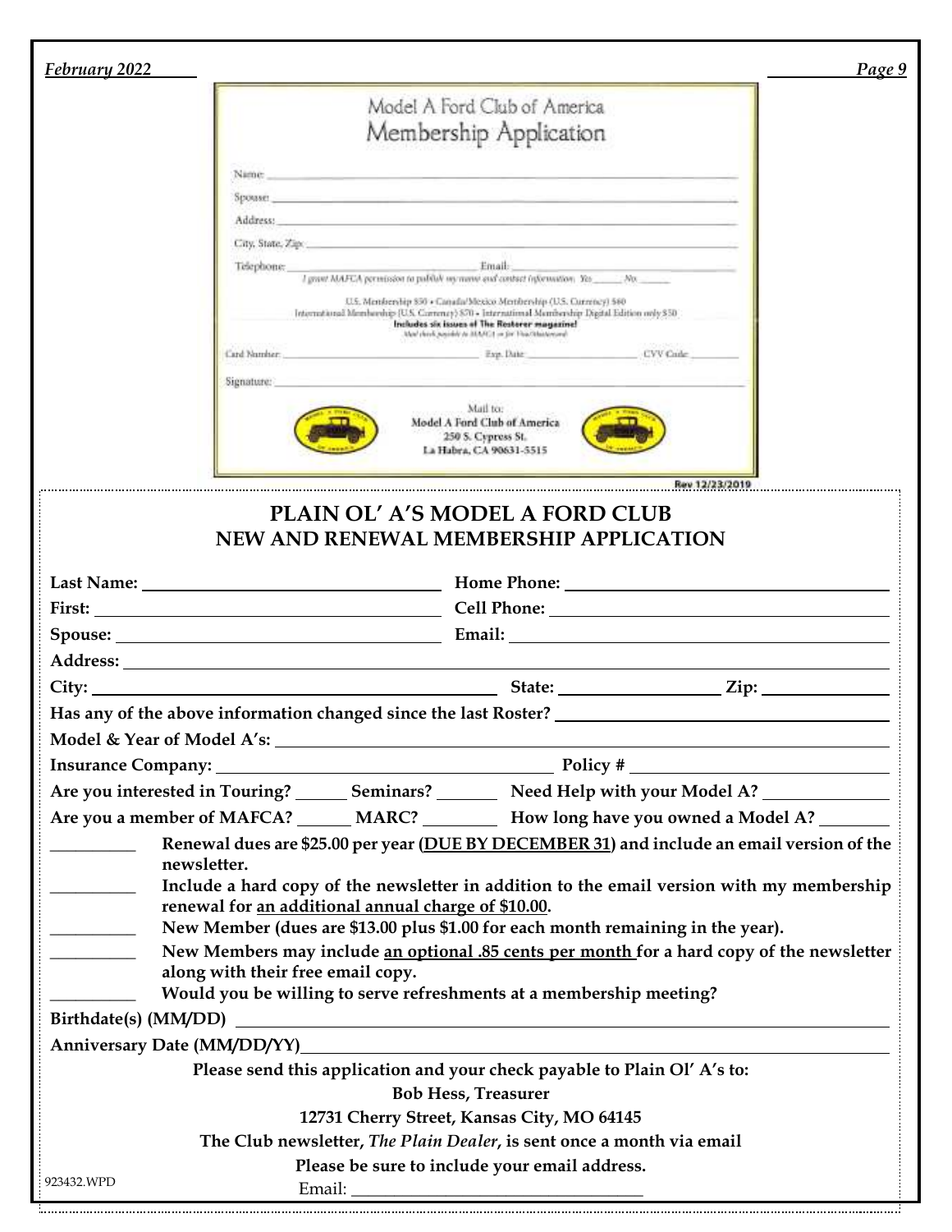# Model A Ford Club of America
## Membership Application

Name: ______________________________

Spouse: ______________________________

Address: ______________________________

City, State, Zip: ______________________________

Telephone: ______________ Email: ______________

*I grant MAFCA permission to publish my name and contact information. Yes _____ No _____*

U.S. Membership $50 • Canada/Mexico Membership (U.S. Currency) $60
International Membership (U.S. Currency) $70 • International Membership Digital Edition only $50

**Includes six issues of The Restorer magazine!**

*Mail check payable to MAFCA or for Visa/Mastercard*

Card Number: ______________ Exp. Date: ______________ CVV Code: ________

Signature: ______________________________

Mail to:
**Model A Ford Club of America**
**250 S. Cypress St.**
**La Habra, CA 90631-5515**

Rev 12/23/2019

---

# PLAIN OL' A'S MODEL A FORD CLUB
## NEW AND RENEWAL MEMBERSHIP APPLICATION

**Last Name:** ______________________ **Home Phone:** ______________________

**First:** ______________________ **Cell Phone:** ______________________

**Spouse:** ______________________ **Email:** ______________________

**Address:** ______________________________

**City:** ______________________ **State:** ____________ **Zip:** __________

**Has any of the above information changed since the last Roster?** ______________

**Model & Year of Model A's:** ______________________________

**Insurance Company:** ______________________ **Policy #** ______________

**Are you interested in Touring?** _____ **Seminars?** _____ **Need Help with your Model A?** _________

**Are you a member of MAFCA?** _____ **MARC?** _______ **How long have you owned a Model A?** _______

_________ **Renewal dues are $25.00 per year (<u>DUE BY DECEMBER 31</u>) and include an email version of the newsletter.**

_________ **Include a hard copy of the newsletter in addition to the email version with my membership renewal for <u>an additional annual charge of $10.00</u>.**

_________ **New Member (dues are $13.00 plus $1.00 for each month remaining in the year).**

_________ **New Members may include <u>an optional .85 cents per month</u> for a hard copy of the newsletter along with their free email copy.**

_________ **Would you be willing to serve refreshments at a membership meeting?**

**Birthdate(s) (MM/DD)** ______________________________

**Anniversary Date (MM/DD/YY)** ______________________________

**Please send this application and your check payable to Plain Ol' A's to:**

**Bob Hess, Treasurer**

**12731 Cherry Street, Kansas City, MO 64145**

**The Club newsletter, *The Plain Dealer*, is sent once a month via email**

**Please be sure to include your email address.**

923432.WPD

Email: ______________________________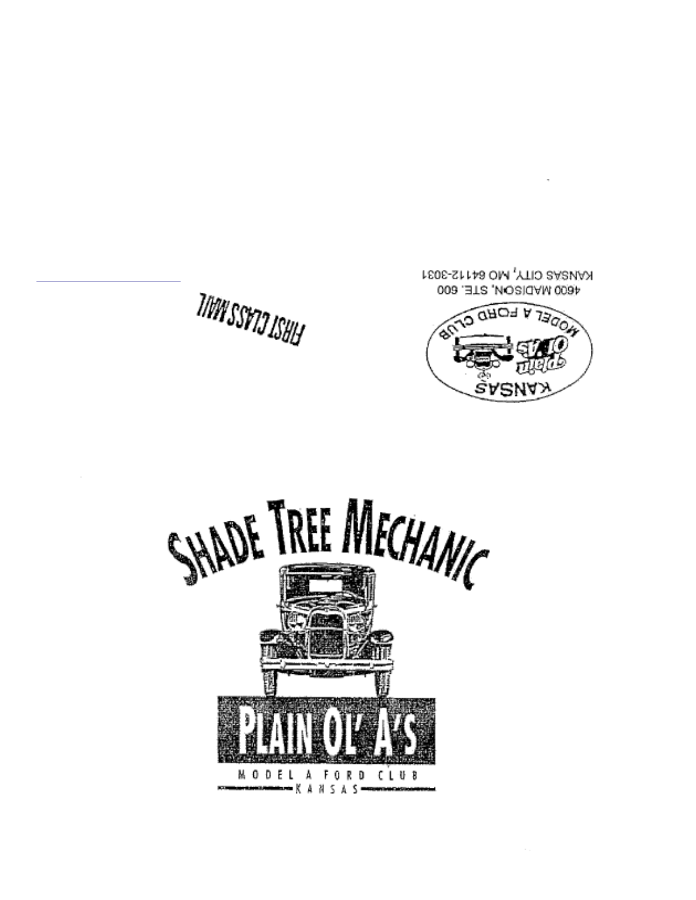4600 MADISON, STE. 600
KANSAS CITY, MO 64112-3031

FIRST CLASS MAIL

SHADE TREE MECHANIC

PLAIN OL' A'S

MODEL A FORD CLUB

KANSAS